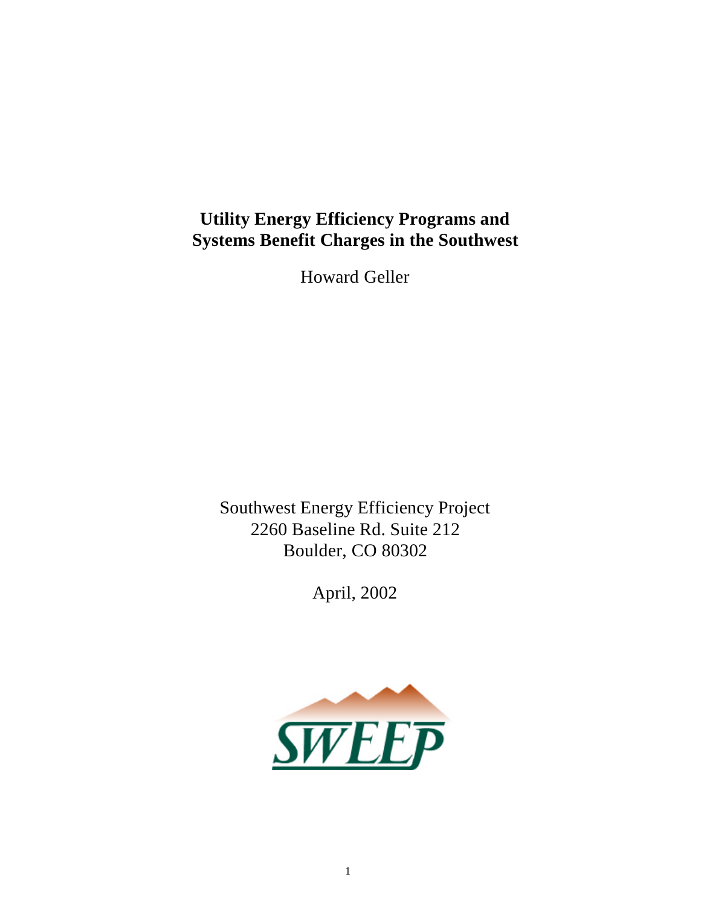# Utility Energy Efficiency Programs and Systems Benefit Charges in the Southwest

Howard Geller

Southwest Energy Efficiency Project
2260 Baseline Rd. Suite 212
Boulder, CO 80302

April, 2002

SWEEP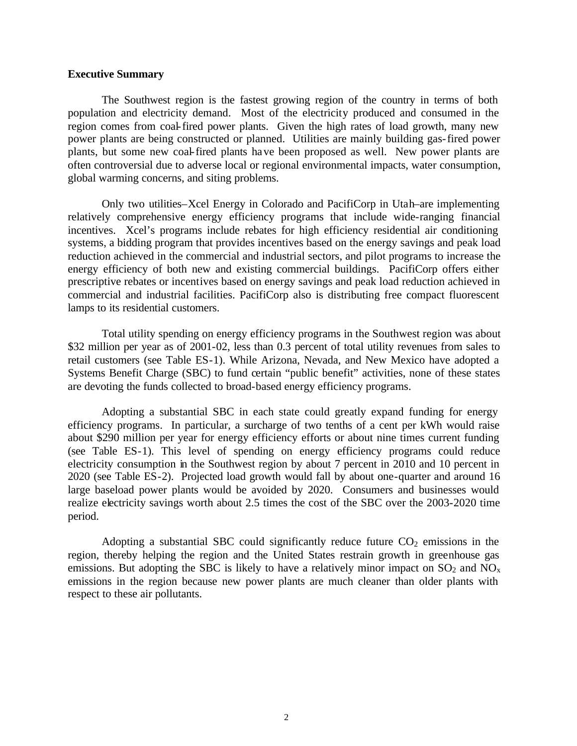**Executive Summary**

The Southwest region is the fastest growing region of the country in terms of both population and electricity demand. Most of the electricity produced and consumed in the region comes from coal-fired power plants. Given the high rates of load growth, many new power plants are being constructed or planned. Utilities are mainly building gas-fired power plants, but some new coal-fired plants have been proposed as well. New power plants are often controversial due to adverse local or regional environmental impacts, water consumption, global warming concerns, and siting problems.

Only two utilities–Xcel Energy in Colorado and PacifiCorp in Utah–are implementing relatively comprehensive energy efficiency programs that include wide-ranging financial incentives. Xcel's programs include rebates for high efficiency residential air conditioning systems, a bidding program that provides incentives based on the energy savings and peak load reduction achieved in the commercial and industrial sectors, and pilot programs to increase the energy efficiency of both new and existing commercial buildings. PacifiCorp offers either prescriptive rebates or incentives based on energy savings and peak load reduction achieved in commercial and industrial facilities. PacifiCorp also is distributing free compact fluorescent lamps to its residential customers.

Total utility spending on energy efficiency programs in the Southwest region was about $32 million per year as of 2001-02, less than 0.3 percent of total utility revenues from sales to retail customers (see Table ES-1). While Arizona, Nevada, and New Mexico have adopted a Systems Benefit Charge (SBC) to fund certain "public benefit" activities, none of these states are devoting the funds collected to broad-based energy efficiency programs.

Adopting a substantial SBC in each state could greatly expand funding for energy efficiency programs. In particular, a surcharge of two tenths of a cent per kWh would raise about $290 million per year for energy efficiency efforts or about nine times current funding (see Table ES-1). This level of spending on energy efficiency programs could reduce electricity consumption in the Southwest region by about 7 percent in 2010 and 10 percent in 2020 (see Table ES-2). Projected load growth would fall by about one-quarter and around 16 large baseload power plants would be avoided by 2020. Consumers and businesses would realize electricity savings worth about 2.5 times the cost of the SBC over the 2003-2020 time period.

Adopting a substantial SBC could significantly reduce future $CO_2$ emissions in the region, thereby helping the region and the United States restrain growth in greenhouse gas emissions. But adopting the SBC is likely to have a relatively minor impact on $SO_2$ and $NO_x$ emissions in the region because new power plants are much cleaner than older plants with respect to these air pollutants.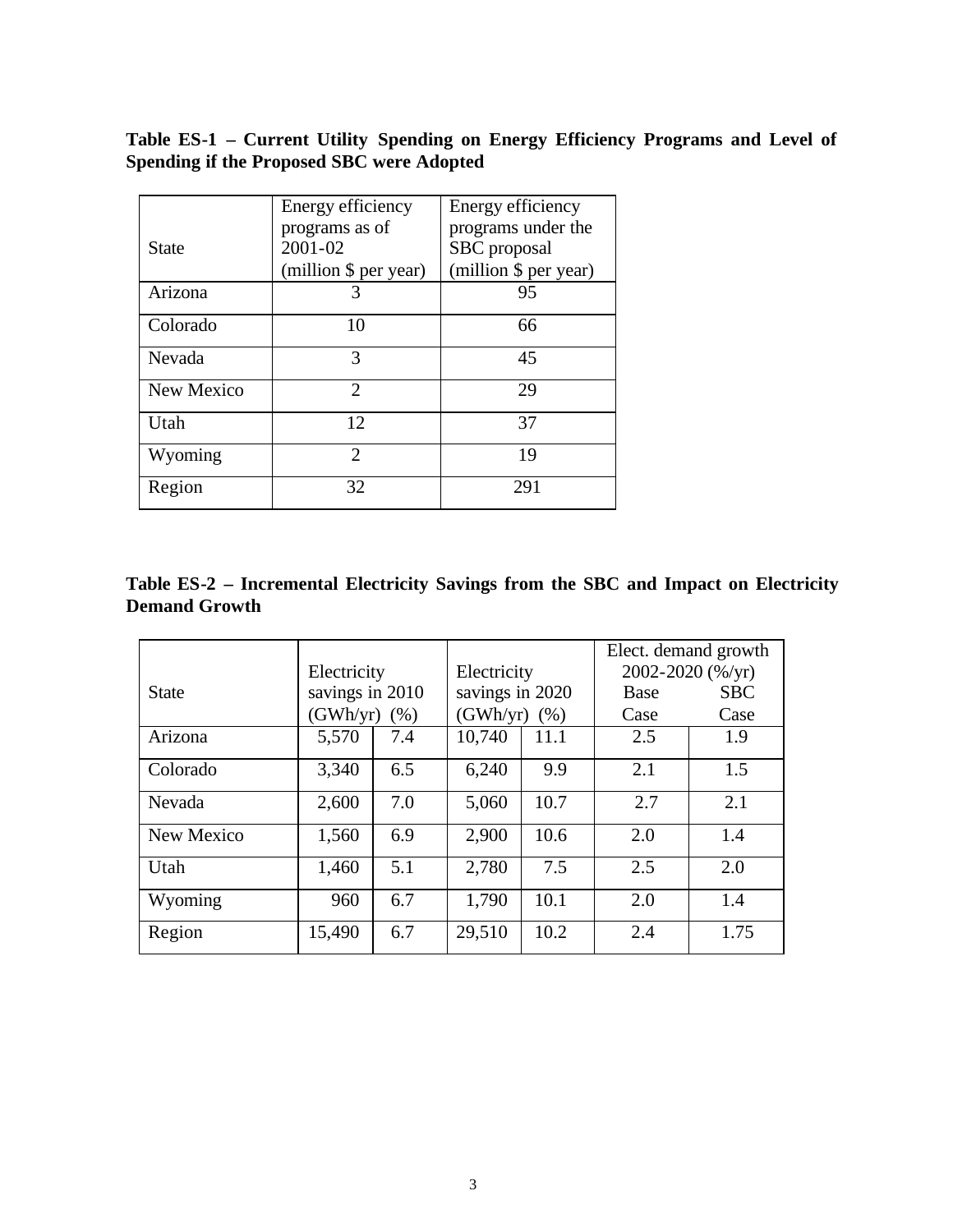**Table ES-1 – Current Utility Spending on Energy Efficiency Programs and Level of Spending if the Proposed SBC were Adopted**

| State | Energy efficiency programs as of 2001-02 (million $ per year) | Energy efficiency programs under the SBC proposal (million $ per year) |
|---|---|---|
| Arizona | 3 | 95 |
| Colorado | 10 | 66 |
| Nevada | 3 | 45 |
| New Mexico | 2 | 29 |
| Utah | 12 | 37 |
| Wyoming | 2 | 19 |
| Region | 32 | 291 |

**Table ES-2 – Incremental Electricity Savings from the SBC and Impact on Electricity Demand Growth**

| State | Electricity savings in 2010 | | Electricity savings in 2020 | | Elect. demand growth 2002-2020 (%/yr) | |
|---|---|---|---|---|---|---|
| | (GWh/yr) | (%) | (GWh/yr) | (%) | Base Case | SBC Case |
| Arizona | 5,570 | 7.4 | 10,740 | 11.1 | 2.5 | 1.9 |
| Colorado | 3,340 | 6.5 | 6,240 | 9.9 | 2.1 | 1.5 |
| Nevada | 2,600 | 7.0 | 5,060 | 10.7 | 2.7 | 2.1 |
| New Mexico | 1,560 | 6.9 | 2,900 | 10.6 | 2.0 | 1.4 |
| Utah | 1,460 | 5.1 | 2,780 | 7.5 | 2.5 | 2.0 |
| Wyoming | 960 | 6.7 | 1,790 | 10.1 | 2.0 | 1.4 |
| Region | 15,490 | 6.7 | 29,510 | 10.2 | 2.4 | 1.75 |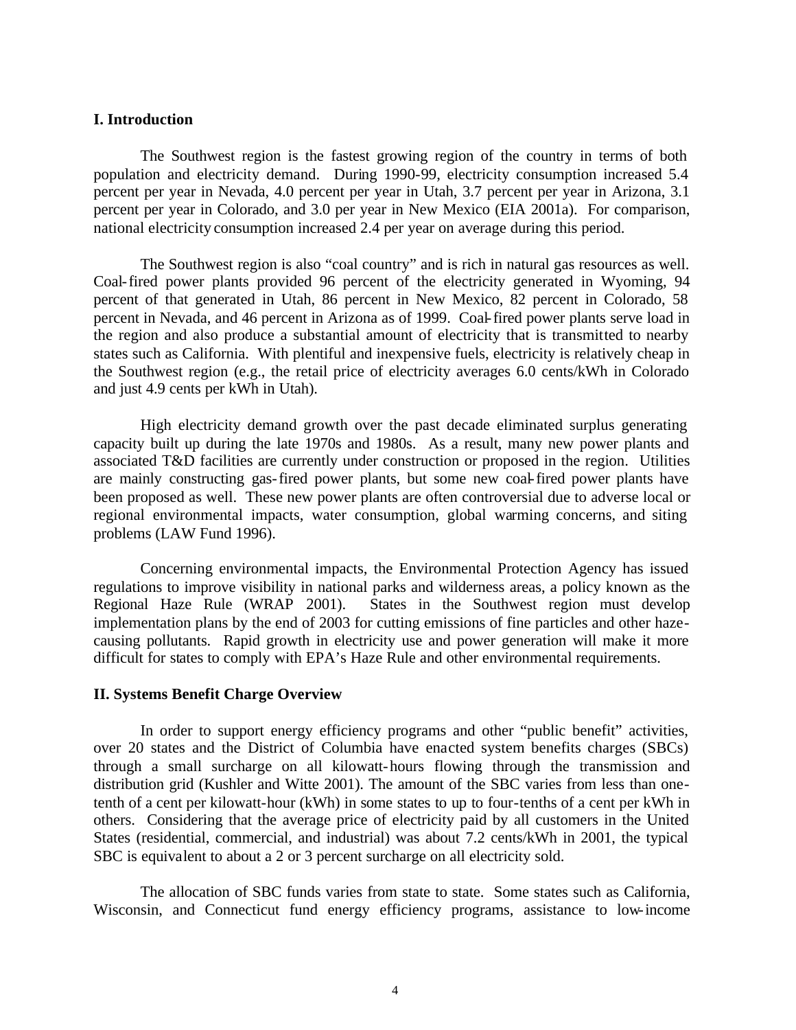## I. Introduction

The Southwest region is the fastest growing region of the country in terms of both population and electricity demand. During 1990-99, electricity consumption increased 5.4 percent per year in Nevada, 4.0 percent per year in Utah, 3.7 percent per year in Arizona, 3.1 percent per year in Colorado, and 3.0 per year in New Mexico (EIA 2001a). For comparison, national electricity consumption increased 2.4 per year on average during this period.

The Southwest region is also "coal country" and is rich in natural gas resources as well. Coal-fired power plants provided 96 percent of the electricity generated in Wyoming, 94 percent of that generated in Utah, 86 percent in New Mexico, 82 percent in Colorado, 58 percent in Nevada, and 46 percent in Arizona as of 1999. Coal-fired power plants serve load in the region and also produce a substantial amount of electricity that is transmitted to nearby states such as California. With plentiful and inexpensive fuels, electricity is relatively cheap in the Southwest region (e.g., the retail price of electricity averages 6.0 cents/kWh in Colorado and just 4.9 cents per kWh in Utah).

High electricity demand growth over the past decade eliminated surplus generating capacity built up during the late 1970s and 1980s. As a result, many new power plants and associated T&D facilities are currently under construction or proposed in the region. Utilities are mainly constructing gas-fired power plants, but some new coal-fired power plants have been proposed as well. These new power plants are often controversial due to adverse local or regional environmental impacts, water consumption, global warming concerns, and siting problems (LAW Fund 1996).

Concerning environmental impacts, the Environmental Protection Agency has issued regulations to improve visibility in national parks and wilderness areas, a policy known as the Regional Haze Rule (WRAP 2001). States in the Southwest region must develop implementation plans by the end of 2003 for cutting emissions of fine particles and other haze-causing pollutants. Rapid growth in electricity use and power generation will make it more difficult for states to comply with EPA's Haze Rule and other environmental requirements.

## II. Systems Benefit Charge Overview

In order to support energy efficiency programs and other "public benefit" activities, over 20 states and the District of Columbia have enacted system benefits charges (SBCs) through a small surcharge on all kilowatt-hours flowing through the transmission and distribution grid (Kushler and Witte 2001). The amount of the SBC varies from less than one-tenth of a cent per kilowatt-hour (kWh) in some states to up to four-tenths of a cent per kWh in others. Considering that the average price of electricity paid by all customers in the United States (residential, commercial, and industrial) was about 7.2 cents/kWh in 2001, the typical SBC is equivalent to about a 2 or 3 percent surcharge on all electricity sold.

The allocation of SBC funds varies from state to state. Some states such as California, Wisconsin, and Connecticut fund energy efficiency programs, assistance to low-income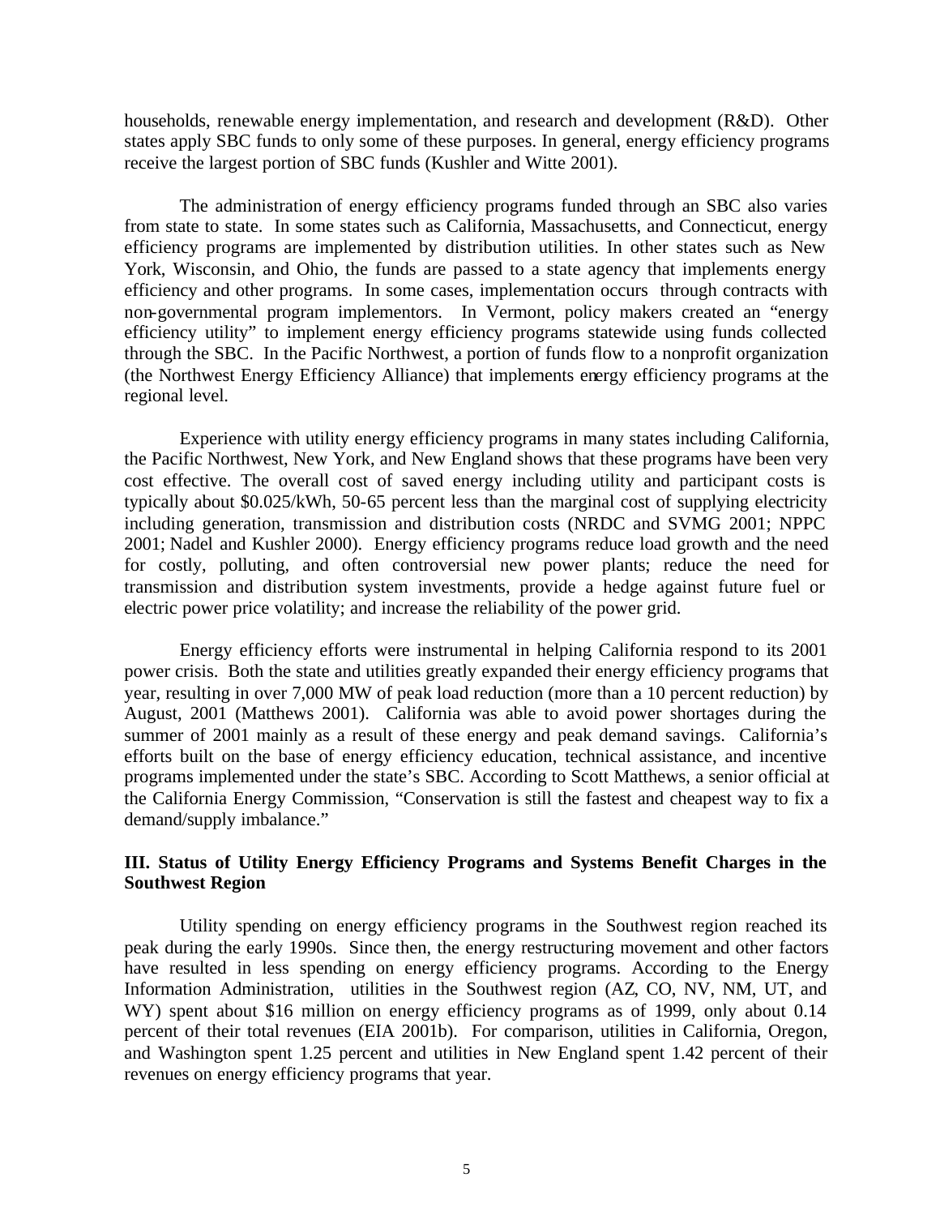households, renewable energy implementation, and research and development (R&D). Other states apply SBC funds to only some of these purposes. In general, energy efficiency programs receive the largest portion of SBC funds (Kushler and Witte 2001).

The administration of energy efficiency programs funded through an SBC also varies from state to state. In some states such as California, Massachusetts, and Connecticut, energy efficiency programs are implemented by distribution utilities. In other states such as New York, Wisconsin, and Ohio, the funds are passed to a state agency that implements energy efficiency and other programs. In some cases, implementation occurs through contracts with non-governmental program implementors. In Vermont, policy makers created an "energy efficiency utility" to implement energy efficiency programs statewide using funds collected through the SBC. In the Pacific Northwest, a portion of funds flow to a nonprofit organization (the Northwest Energy Efficiency Alliance) that implements energy efficiency programs at the regional level.

Experience with utility energy efficiency programs in many states including California, the Pacific Northwest, New York, and New England shows that these programs have been very cost effective. The overall cost of saved energy including utility and participant costs is typically about $0.025/kWh, 50-65 percent less than the marginal cost of supplying electricity including generation, transmission and distribution costs (NRDC and SVMG 2001; NPPC 2001; Nadel and Kushler 2000). Energy efficiency programs reduce load growth and the need for costly, polluting, and often controversial new power plants; reduce the need for transmission and distribution system investments, provide a hedge against future fuel or electric power price volatility; and increase the reliability of the power grid.

Energy efficiency efforts were instrumental in helping California respond to its 2001 power crisis. Both the state and utilities greatly expanded their energy efficiency programs that year, resulting in over 7,000 MW of peak load reduction (more than a 10 percent reduction) by August, 2001 (Matthews 2001). California was able to avoid power shortages during the summer of 2001 mainly as a result of these energy and peak demand savings. California's efforts built on the base of energy efficiency education, technical assistance, and incentive programs implemented under the state's SBC. According to Scott Matthews, a senior official at the California Energy Commission, "Conservation is still the fastest and cheapest way to fix a demand/supply imbalance."

## III. Status of Utility Energy Efficiency Programs and Systems Benefit Charges in the Southwest Region

Utility spending on energy efficiency programs in the Southwest region reached its peak during the early 1990s. Since then, the energy restructuring movement and other factors have resulted in less spending on energy efficiency programs. According to the Energy Information Administration, utilities in the Southwest region (AZ, CO, NV, NM, UT, and WY) spent about $16 million on energy efficiency programs as of 1999, only about 0.14 percent of their total revenues (EIA 2001b). For comparison, utilities in California, Oregon, and Washington spent 1.25 percent and utilities in New England spent 1.42 percent of their revenues on energy efficiency programs that year.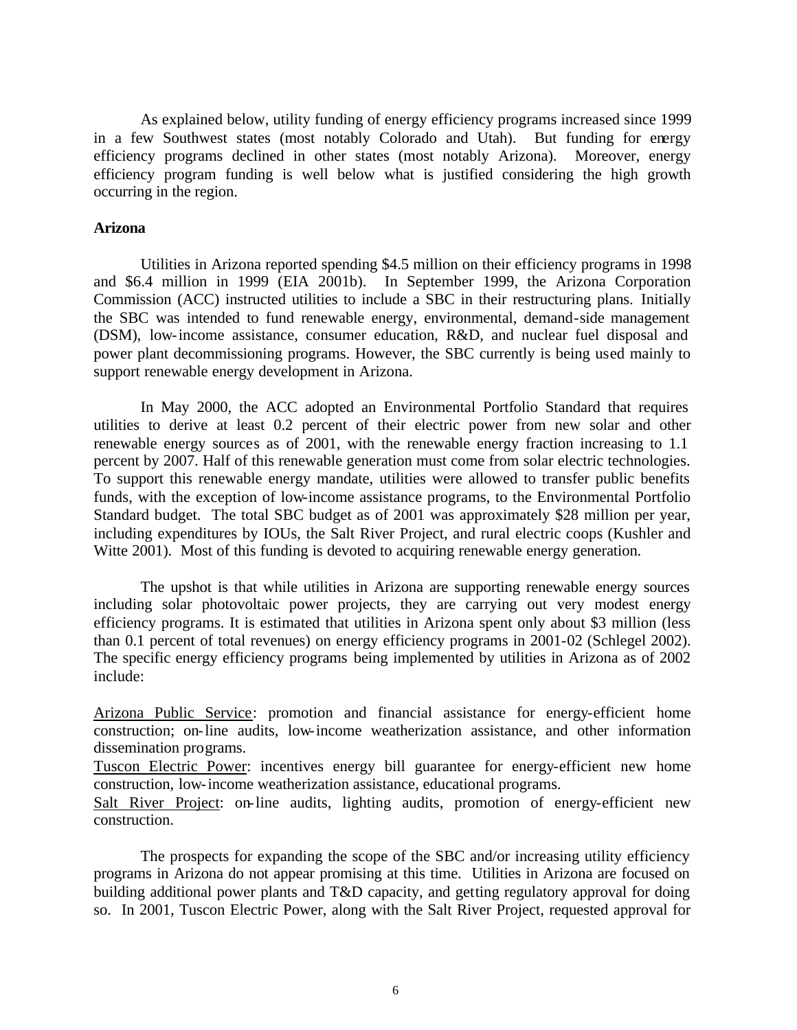As explained below, utility funding of energy efficiency programs increased since 1999 in a few Southwest states (most notably Colorado and Utah). But funding for energy efficiency programs declined in other states (most notably Arizona). Moreover, energy efficiency program funding is well below what is justified considering the high growth occurring in the region.

**Arizona**

Utilities in Arizona reported spending \$4.5 million on their efficiency programs in 1998 and \$6.4 million in 1999 (EIA 2001b). In September 1999, the Arizona Corporation Commission (ACC) instructed utilities to include a SBC in their restructuring plans. Initially the SBC was intended to fund renewable energy, environmental, demand-side management (DSM), low-income assistance, consumer education, R&D, and nuclear fuel disposal and power plant decommissioning programs. However, the SBC currently is being used mainly to support renewable energy development in Arizona.

In May 2000, the ACC adopted an Environmental Portfolio Standard that requires utilities to derive at least 0.2 percent of their electric power from new solar and other renewable energy sources as of 2001, with the renewable energy fraction increasing to 1.1 percent by 2007. Half of this renewable generation must come from solar electric technologies. To support this renewable energy mandate, utilities were allowed to transfer public benefits funds, with the exception of low-income assistance programs, to the Environmental Portfolio Standard budget. The total SBC budget as of 2001 was approximately \$28 million per year, including expenditures by IOUs, the Salt River Project, and rural electric coops (Kushler and Witte 2001). Most of this funding is devoted to acquiring renewable energy generation.

The upshot is that while utilities in Arizona are supporting renewable energy sources including solar photovoltaic power projects, they are carrying out very modest energy efficiency programs. It is estimated that utilities in Arizona spent only about \$3 million (less than 0.1 percent of total revenues) on energy efficiency programs in 2001-02 (Schlegel 2002). The specific energy efficiency programs being implemented by utilities in Arizona as of 2002 include:

<u>Arizona Public Service</u>: promotion and financial assistance for energy-efficient home construction; on-line audits, low-income weatherization assistance, and other information dissemination programs.
<u>Tuscon Electric Power</u>: incentives energy bill guarantee for energy-efficient new home construction, low-income weatherization assistance, educational programs.
<u>Salt River Project</u>: on-line audits, lighting audits, promotion of energy-efficient new construction.

The prospects for expanding the scope of the SBC and/or increasing utility efficiency programs in Arizona do not appear promising at this time. Utilities in Arizona are focused on building additional power plants and T&D capacity, and getting regulatory approval for doing so. In 2001, Tuscon Electric Power, along with the Salt River Project, requested approval for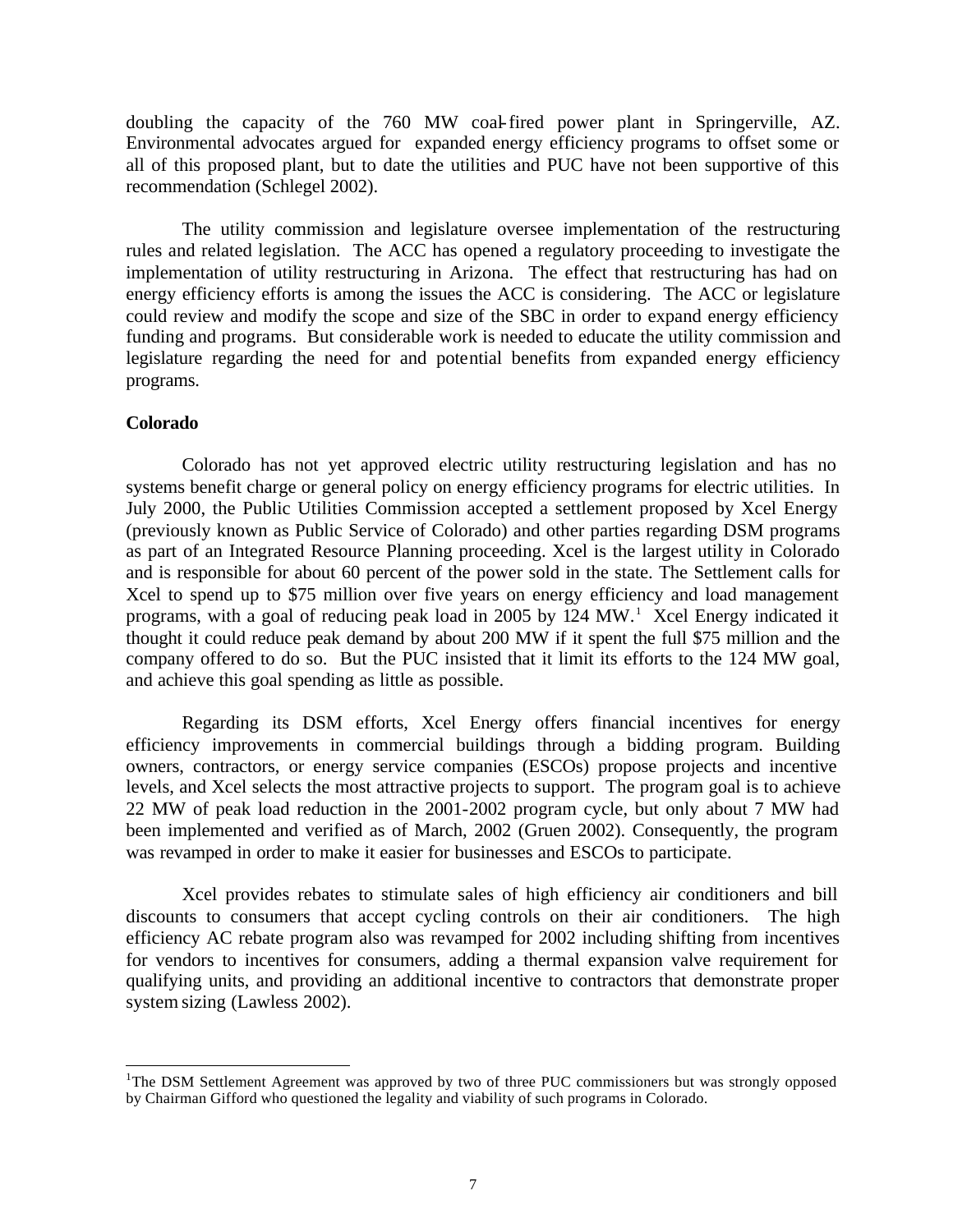doubling the capacity of the 760 MW coal-fired power plant in Springerville, AZ. Environmental advocates argued for expanded energy efficiency programs to offset some or all of this proposed plant, but to date the utilities and PUC have not been supportive of this recommendation (Schlegel 2002).

The utility commission and legislature oversee implementation of the restructuring rules and related legislation. The ACC has opened a regulatory proceeding to investigate the implementation of utility restructuring in Arizona. The effect that restructuring has had on energy efficiency efforts is among the issues the ACC is considering. The ACC or legislature could review and modify the scope and size of the SBC in order to expand energy efficiency funding and programs. But considerable work is needed to educate the utility commission and legislature regarding the need for and potential benefits from expanded energy efficiency programs.

**Colorado**

Colorado has not yet approved electric utility restructuring legislation and has no systems benefit charge or general policy on energy efficiency programs for electric utilities. In July 2000, the Public Utilities Commission accepted a settlement proposed by Xcel Energy (previously known as Public Service of Colorado) and other parties regarding DSM programs as part of an Integrated Resource Planning proceeding. Xcel is the largest utility in Colorado and is responsible for about 60 percent of the power sold in the state. The Settlement calls for Xcel to spend up to $75 million over five years on energy efficiency and load management programs, with a goal of reducing peak load in 2005 by 124 MW.[1] Xcel Energy indicated it thought it could reduce peak demand by about 200 MW if it spent the full $75 million and the company offered to do so. But the PUC insisted that it limit its efforts to the 124 MW goal, and achieve this goal spending as little as possible.

Regarding its DSM efforts, Xcel Energy offers financial incentives for energy efficiency improvements in commercial buildings through a bidding program. Building owners, contractors, or energy service companies (ESCOs) propose projects and incentive levels, and Xcel selects the most attractive projects to support. The program goal is to achieve 22 MW of peak load reduction in the 2001-2002 program cycle, but only about 7 MW had been implemented and verified as of March, 2002 (Gruen 2002). Consequently, the program was revamped in order to make it easier for businesses and ESCOs to participate.

Xcel provides rebates to stimulate sales of high efficiency air conditioners and bill discounts to consumers that accept cycling controls on their air conditioners. The high efficiency AC rebate program also was revamped for 2002 including shifting from incentives for vendors to incentives for consumers, adding a thermal expansion valve requirement for qualifying units, and providing an additional incentive to contractors that demonstrate proper system sizing (Lawless 2002).

[1] The DSM Settlement Agreement was approved by two of three PUC commissioners but was strongly opposed by Chairman Gifford who questioned the legality and viability of such programs in Colorado.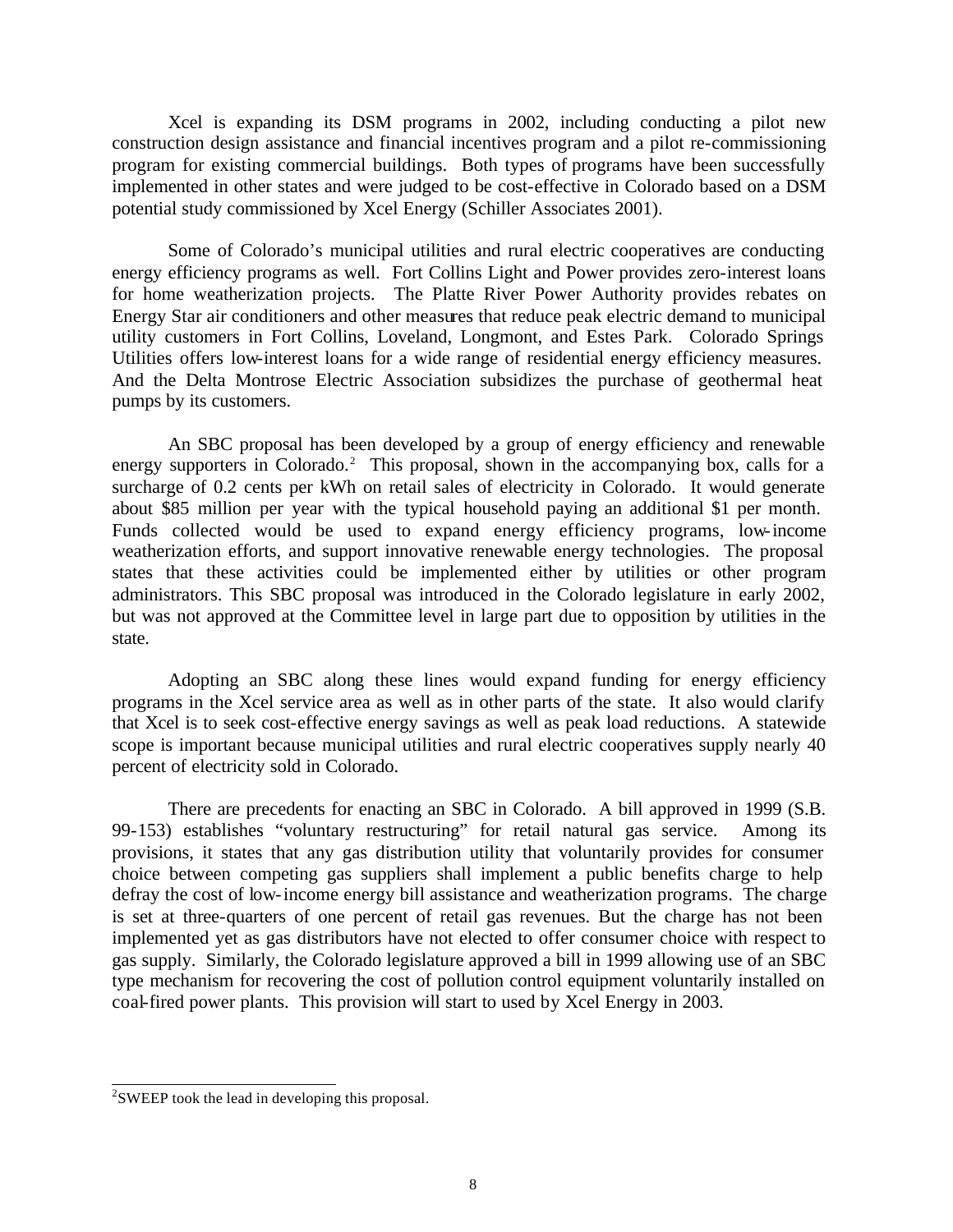Xcel is expanding its DSM programs in 2002, including conducting a pilot new construction design assistance and financial incentives program and a pilot re-commissioning program for existing commercial buildings. Both types of programs have been successfully implemented in other states and were judged to be cost-effective in Colorado based on a DSM potential study commissioned by Xcel Energy (Schiller Associates 2001).

Some of Colorado's municipal utilities and rural electric cooperatives are conducting energy efficiency programs as well. Fort Collins Light and Power provides zero-interest loans for home weatherization projects. The Platte River Power Authority provides rebates on Energy Star air conditioners and other measures that reduce peak electric demand to municipal utility customers in Fort Collins, Loveland, Longmont, and Estes Park. Colorado Springs Utilities offers low-interest loans for a wide range of residential energy efficiency measures. And the Delta Montrose Electric Association subsidizes the purchase of geothermal heat pumps by its customers.

An SBC proposal has been developed by a group of energy efficiency and renewable energy supporters in Colorado.[2] This proposal, shown in the accompanying box, calls for a surcharge of 0.2 cents per kWh on retail sales of electricity in Colorado. It would generate about \$85 million per year with the typical household paying an additional \$1 per month. Funds collected would be used to expand energy efficiency programs, low-income weatherization efforts, and support innovative renewable energy technologies. The proposal states that these activities could be implemented either by utilities or other program administrators. This SBC proposal was introduced in the Colorado legislature in early 2002, but was not approved at the Committee level in large part due to opposition by utilities in the state.

Adopting an SBC along these lines would expand funding for energy efficiency programs in the Xcel service area as well as in other parts of the state. It also would clarify that Xcel is to seek cost-effective energy savings as well as peak load reductions. A statewide scope is important because municipal utilities and rural electric cooperatives supply nearly 40 percent of electricity sold in Colorado.

There are precedents for enacting an SBC in Colorado. A bill approved in 1999 (S.B. 99-153) establishes "voluntary restructuring" for retail natural gas service. Among its provisions, it states that any gas distribution utility that voluntarily provides for consumer choice between competing gas suppliers shall implement a public benefits charge to help defray the cost of low-income energy bill assistance and weatherization programs. The charge is set at three-quarters of one percent of retail gas revenues. But the charge has not been implemented yet as gas distributors have not elected to offer consumer choice with respect to gas supply. Similarly, the Colorado legislature approved a bill in 1999 allowing use of an SBC type mechanism for recovering the cost of pollution control equipment voluntarily installed on coal-fired power plants. This provision will start to used by Xcel Energy in 2003.

[2]SWEEP took the lead in developing this proposal.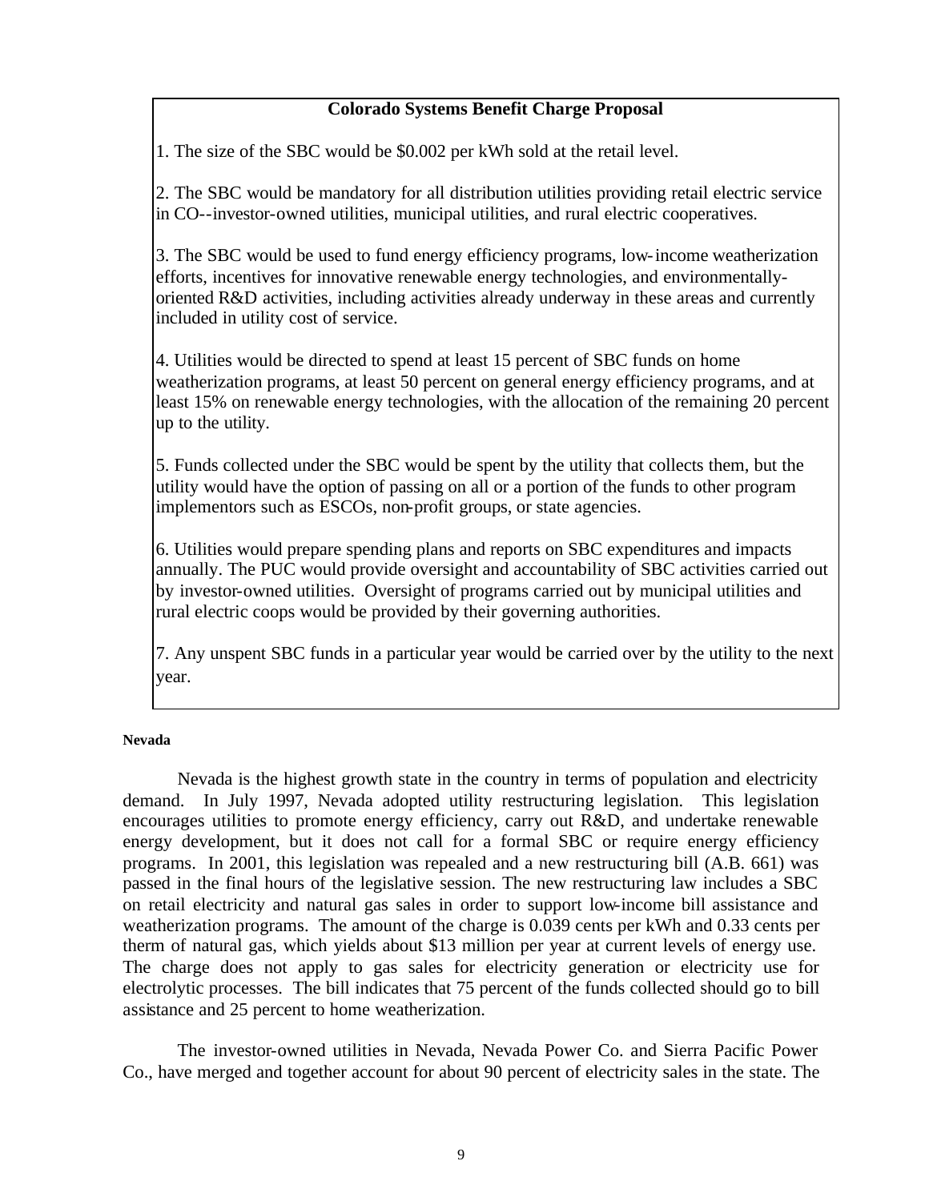**Colorado Systems Benefit Charge Proposal**

1. The size of the SBC would be $0.002 per kWh sold at the retail level.

2. The SBC would be mandatory for all distribution utilities providing retail electric service in CO--investor-owned utilities, municipal utilities, and rural electric cooperatives.

3. The SBC would be used to fund energy efficiency programs, low-income weatherization efforts, incentives for innovative renewable energy technologies, and environmentally-oriented R&D activities, including activities already underway in these areas and currently included in utility cost of service.

4. Utilities would be directed to spend at least 15 percent of SBC funds on home weatherization programs, at least 50 percent on general energy efficiency programs, and at least 15% on renewable energy technologies, with the allocation of the remaining 20 percent up to the utility.

5. Funds collected under the SBC would be spent by the utility that collects them, but the utility would have the option of passing on all or a portion of the funds to other program implementors such as ESCOs, non-profit groups, or state agencies.

6. Utilities would prepare spending plans and reports on SBC expenditures and impacts annually. The PUC would provide oversight and accountability of SBC activities carried out by investor-owned utilities. Oversight of programs carried out by municipal utilities and rural electric coops would be provided by their governing authorities.

7. Any unspent SBC funds in a particular year would be carried over by the utility to the next year.

#### Nevada

Nevada is the highest growth state in the country in terms of population and electricity demand. In July 1997, Nevada adopted utility restructuring legislation. This legislation encourages utilities to promote energy efficiency, carry out R&D, and undertake renewable energy development, but it does not call for a formal SBC or require energy efficiency programs. In 2001, this legislation was repealed and a new restructuring bill (A.B. 661) was passed in the final hours of the legislative session. The new restructuring law includes a SBC on retail electricity and natural gas sales in order to support low-income bill assistance and weatherization programs. The amount of the charge is 0.039 cents per kWh and 0.33 cents per therm of natural gas, which yields about $13 million per year at current levels of energy use. The charge does not apply to gas sales for electricity generation or electricity use for electrolytic processes. The bill indicates that 75 percent of the funds collected should go to bill assistance and 25 percent to home weatherization.

The investor-owned utilities in Nevada, Nevada Power Co. and Sierra Pacific Power Co., have merged and together account for about 90 percent of electricity sales in the state. The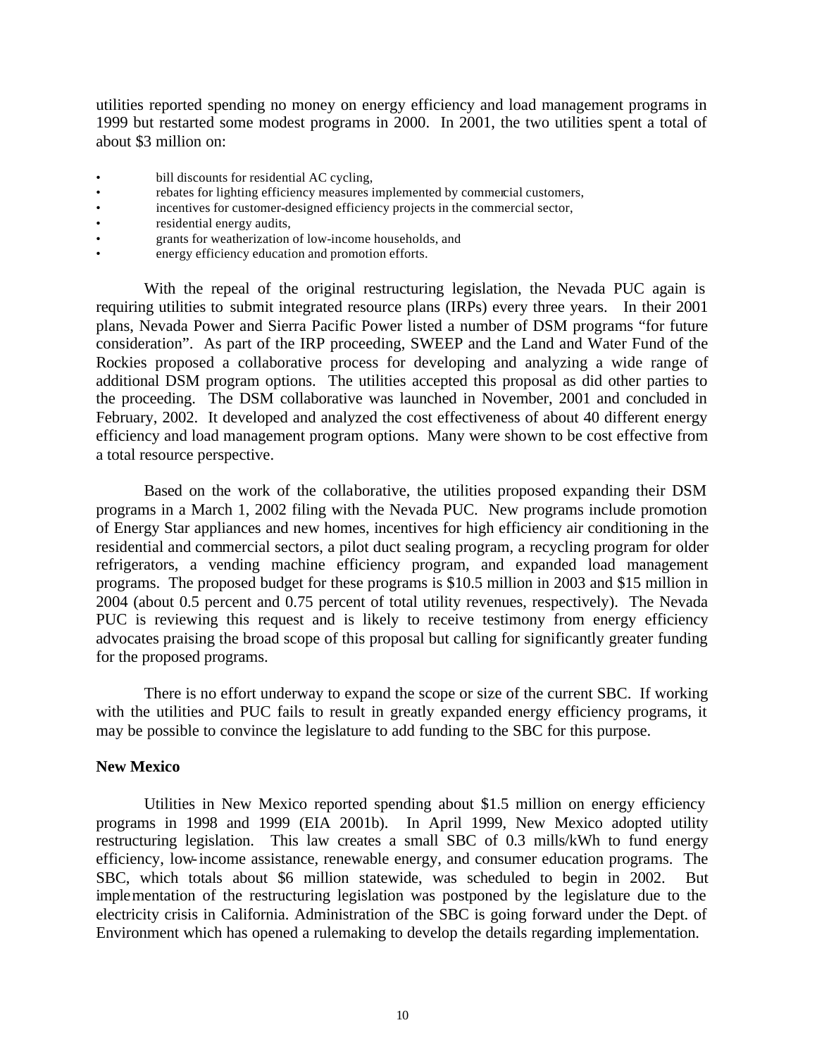utilities reported spending no money on energy efficiency and load management programs in 1999 but restarted some modest programs in 2000. In 2001, the two utilities spent a total of about $3 million on:

- bill discounts for residential AC cycling,
- rebates for lighting efficiency measures implemented by commercial customers,
- incentives for customer-designed efficiency projects in the commercial sector,
- residential energy audits,
- grants for weatherization of low-income households, and
- energy efficiency education and promotion efforts.

With the repeal of the original restructuring legislation, the Nevada PUC again is requiring utilities to submit integrated resource plans (IRPs) every three years. In their 2001 plans, Nevada Power and Sierra Pacific Power listed a number of DSM programs "for future consideration". As part of the IRP proceeding, SWEEP and the Land and Water Fund of the Rockies proposed a collaborative process for developing and analyzing a wide range of additional DSM program options. The utilities accepted this proposal as did other parties to the proceeding. The DSM collaborative was launched in November, 2001 and concluded in February, 2002. It developed and analyzed the cost effectiveness of about 40 different energy efficiency and load management program options. Many were shown to be cost effective from a total resource perspective.

Based on the work of the collaborative, the utilities proposed expanding their DSM programs in a March 1, 2002 filing with the Nevada PUC. New programs include promotion of Energy Star appliances and new homes, incentives for high efficiency air conditioning in the residential and commercial sectors, a pilot duct sealing program, a recycling program for older refrigerators, a vending machine efficiency program, and expanded load management programs. The proposed budget for these programs is $10.5 million in 2003 and $15 million in 2004 (about 0.5 percent and 0.75 percent of total utility revenues, respectively). The Nevada PUC is reviewing this request and is likely to receive testimony from energy efficiency advocates praising the broad scope of this proposal but calling for significantly greater funding for the proposed programs.

There is no effort underway to expand the scope or size of the current SBC. If working with the utilities and PUC fails to result in greatly expanded energy efficiency programs, it may be possible to convince the legislature to add funding to the SBC for this purpose.

**New Mexico**

Utilities in New Mexico reported spending about $1.5 million on energy efficiency programs in 1998 and 1999 (EIA 2001b). In April 1999, New Mexico adopted utility restructuring legislation. This law creates a small SBC of 0.3 mills/kWh to fund energy efficiency, low-income assistance, renewable energy, and consumer education programs. The SBC, which totals about $6 million statewide, was scheduled to begin in 2002. But implementation of the restructuring legislation was postponed by the legislature due to the electricity crisis in California. Administration of the SBC is going forward under the Dept. of Environment which has opened a rulemaking to develop the details regarding implementation.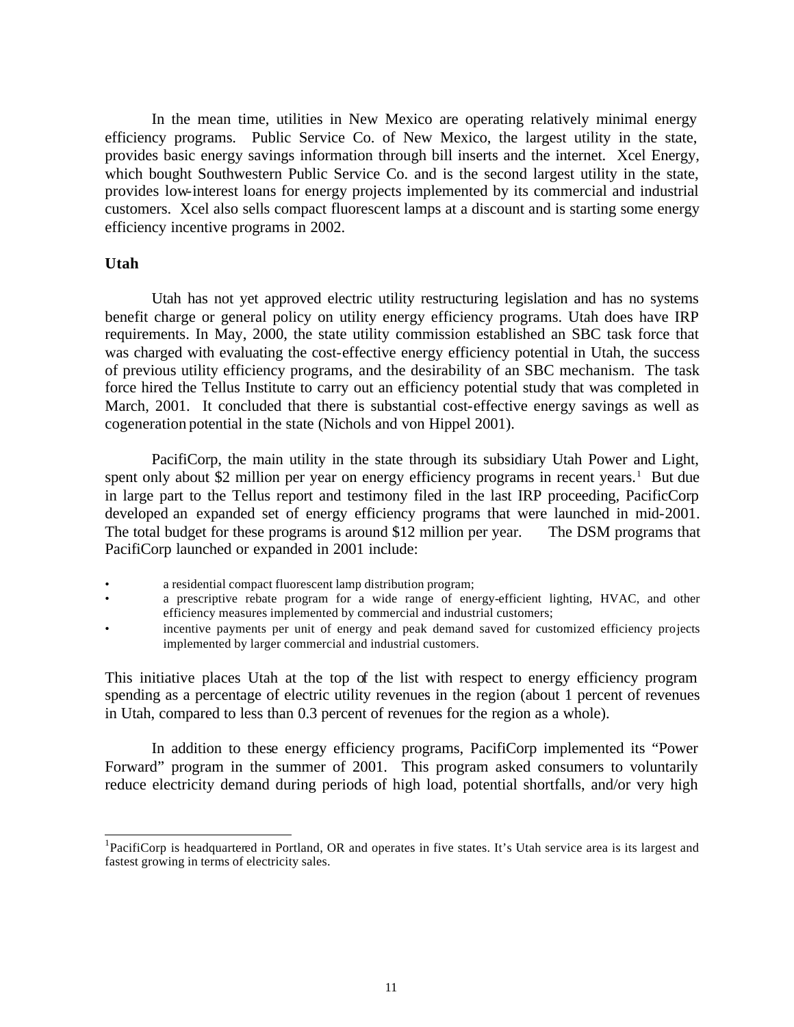In the mean time, utilities in New Mexico are operating relatively minimal energy efficiency programs. Public Service Co. of New Mexico, the largest utility in the state, provides basic energy savings information through bill inserts and the internet. Xcel Energy, which bought Southwestern Public Service Co. and is the second largest utility in the state, provides low-interest loans for energy projects implemented by its commercial and industrial customers. Xcel also sells compact fluorescent lamps at a discount and is starting some energy efficiency incentive programs in 2002.

**Utah**

Utah has not yet approved electric utility restructuring legislation and has no systems benefit charge or general policy on utility energy efficiency programs. Utah does have IRP requirements. In May, 2000, the state utility commission established an SBC task force that was charged with evaluating the cost-effective energy efficiency potential in Utah, the success of previous utility efficiency programs, and the desirability of an SBC mechanism. The task force hired the Tellus Institute to carry out an efficiency potential study that was completed in March, 2001. It concluded that there is substantial cost-effective energy savings as well as cogeneration potential in the state (Nichols and von Hippel 2001).

PacifiCorp, the main utility in the state through its subsidiary Utah Power and Light, spent only about $2 million per year on energy efficiency programs in recent years.[1] But due in large part to the Tellus report and testimony filed in the last IRP proceeding, PacificCorp developed an expanded set of energy efficiency programs that were launched in mid-2001. The total budget for these programs is around $12 million per year. The DSM programs that PacifiCorp launched or expanded in 2001 include:

- a residential compact fluorescent lamp distribution program;
- a prescriptive rebate program for a wide range of energy-efficient lighting, HVAC, and other efficiency measures implemented by commercial and industrial customers;
- incentive payments per unit of energy and peak demand saved for customized efficiency projects implemented by larger commercial and industrial customers.

This initiative places Utah at the top of the list with respect to energy efficiency program spending as a percentage of electric utility revenues in the region (about 1 percent of revenues in Utah, compared to less than 0.3 percent of revenues for the region as a whole).

In addition to these energy efficiency programs, PacifiCorp implemented its "Power Forward" program in the summer of 2001. This program asked consumers to voluntarily reduce electricity demand during periods of high load, potential shortfalls, and/or very high

---

[1] PacifiCorp is headquartered in Portland, OR and operates in five states. It's Utah service area is its largest and fastest growing in terms of electricity sales.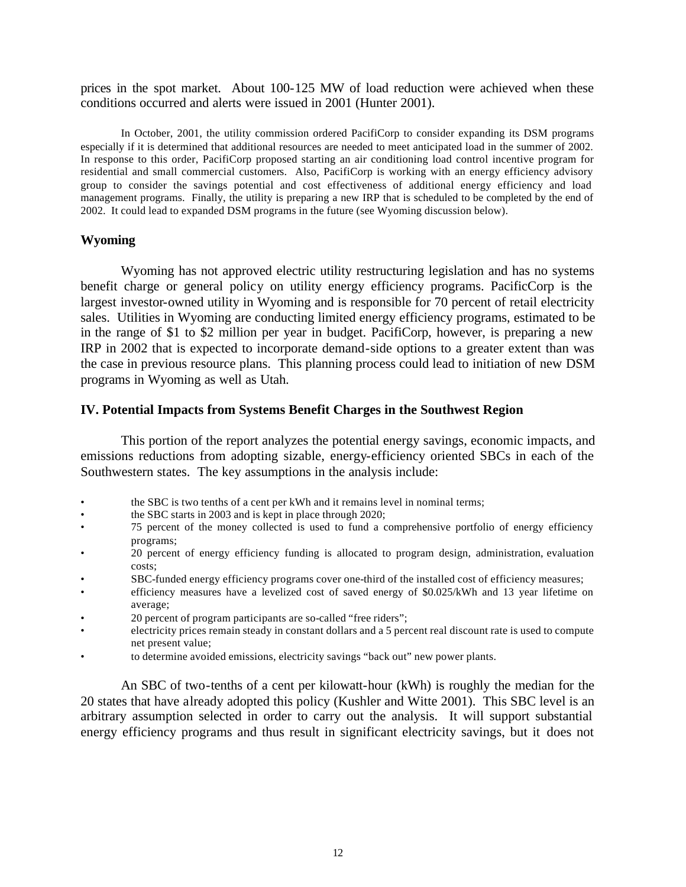prices in the spot market. About 100-125 MW of load reduction were achieved when these conditions occurred and alerts were issued in 2001 (Hunter 2001).

In October, 2001, the utility commission ordered PacifiCorp to consider expanding its DSM programs especially if it is determined that additional resources are needed to meet anticipated load in the summer of 2002. In response to this order, PacifiCorp proposed starting an air conditioning load control incentive program for residential and small commercial customers. Also, PacifiCorp is working with an energy efficiency advisory group to consider the savings potential and cost effectiveness of additional energy efficiency and load management programs. Finally, the utility is preparing a new IRP that is scheduled to be completed by the end of 2002. It could lead to expanded DSM programs in the future (see Wyoming discussion below).

### Wyoming

Wyoming has not approved electric utility restructuring legislation and has no systems benefit charge or general policy on utility energy efficiency programs. PacificCorp is the largest investor-owned utility in Wyoming and is responsible for 70 percent of retail electricity sales. Utilities in Wyoming are conducting limited energy efficiency programs, estimated to be in the range of $1 to $2 million per year in budget. PacifiCorp, however, is preparing a new IRP in 2002 that is expected to incorporate demand-side options to a greater extent than was the case in previous resource plans. This planning process could lead to initiation of new DSM programs in Wyoming as well as Utah.

## IV. Potential Impacts from Systems Benefit Charges in the Southwest Region

This portion of the report analyzes the potential energy savings, economic impacts, and emissions reductions from adopting sizable, energy-efficiency oriented SBCs in each of the Southwestern states. The key assumptions in the analysis include:

- the SBC is two tenths of a cent per kWh and it remains level in nominal terms;
- the SBC starts in 2003 and is kept in place through 2020;
- 75 percent of the money collected is used to fund a comprehensive portfolio of energy efficiency programs;
- 20 percent of energy efficiency funding is allocated to program design, administration, evaluation costs;
- SBC-funded energy efficiency programs cover one-third of the installed cost of efficiency measures;
- efficiency measures have a levelized cost of saved energy of $0.025/kWh and 13 year lifetime on average;
- 20 percent of program participants are so-called "free riders";
- electricity prices remain steady in constant dollars and a 5 percent real discount rate is used to compute net present value;
- to determine avoided emissions, electricity savings "back out" new power plants.

An SBC of two-tenths of a cent per kilowatt-hour (kWh) is roughly the median for the 20 states that have already adopted this policy (Kushler and Witte 2001). This SBC level is an arbitrary assumption selected in order to carry out the analysis. It will support substantial energy efficiency programs and thus result in significant electricity savings, but it does not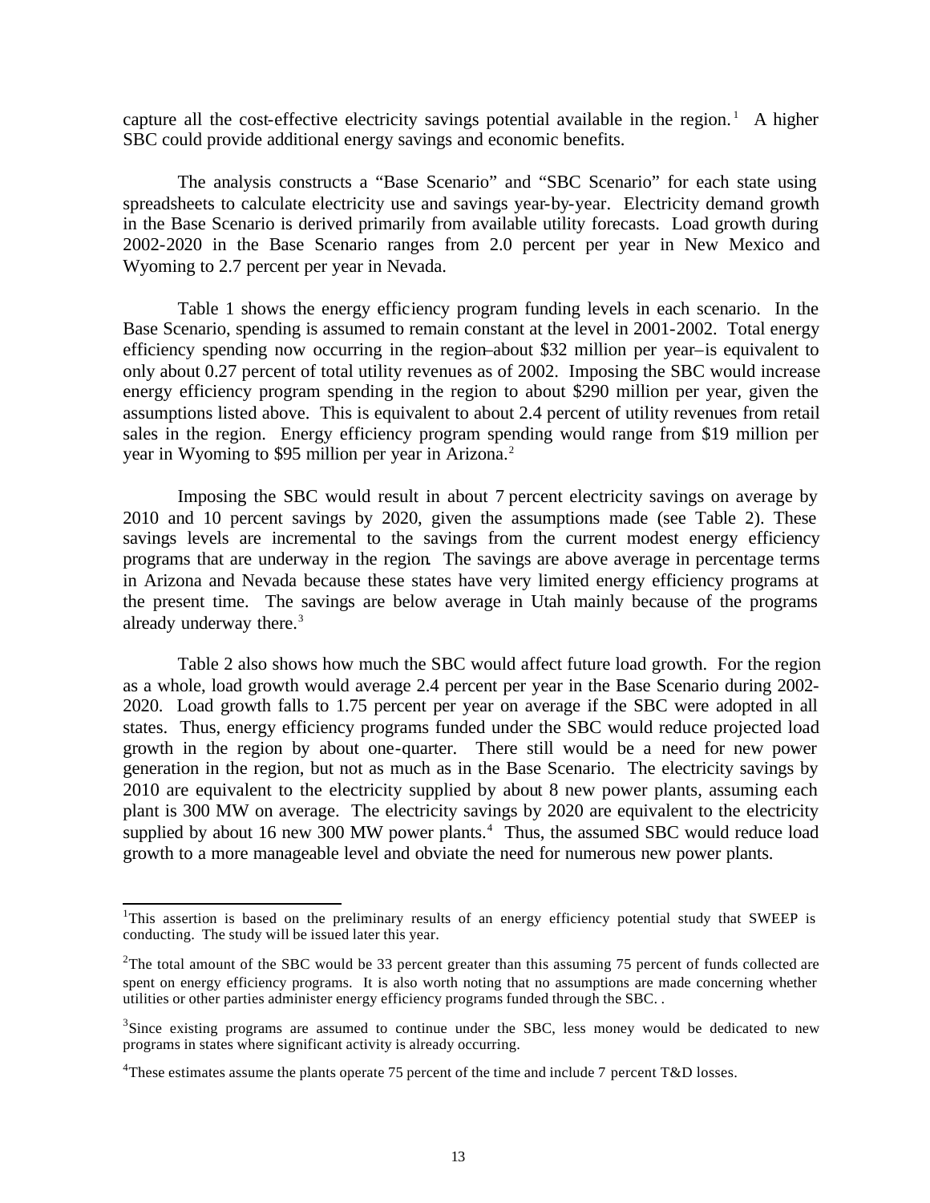capture all the cost-effective electricity savings potential available in the region.[1] A higher SBC could provide additional energy savings and economic benefits.

The analysis constructs a "Base Scenario" and "SBC Scenario" for each state using spreadsheets to calculate electricity use and savings year-by-year. Electricity demand growth in the Base Scenario is derived primarily from available utility forecasts. Load growth during 2002-2020 in the Base Scenario ranges from 2.0 percent per year in New Mexico and Wyoming to 2.7 percent per year in Nevada.

Table 1 shows the energy efficiency program funding levels in each scenario. In the Base Scenario, spending is assumed to remain constant at the level in 2001-2002. Total energy efficiency spending now occurring in the region–about $32 million per year–is equivalent to only about 0.27 percent of total utility revenues as of 2002. Imposing the SBC would increase energy efficiency program spending in the region to about $290 million per year, given the assumptions listed above. This is equivalent to about 2.4 percent of utility revenues from retail sales in the region. Energy efficiency program spending would range from $19 million per year in Wyoming to $95 million per year in Arizona.[2]

Imposing the SBC would result in about 7 percent electricity savings on average by 2010 and 10 percent savings by 2020, given the assumptions made (see Table 2). These savings levels are incremental to the savings from the current modest energy efficiency programs that are underway in the region. The savings are above average in percentage terms in Arizona and Nevada because these states have very limited energy efficiency programs at the present time. The savings are below average in Utah mainly because of the programs already underway there.[3]

Table 2 also shows how much the SBC would affect future load growth. For the region as a whole, load growth would average 2.4 percent per year in the Base Scenario during 2002-2020. Load growth falls to 1.75 percent per year on average if the SBC were adopted in all states. Thus, energy efficiency programs funded under the SBC would reduce projected load growth in the region by about one-quarter. There still would be a need for new power generation in the region, but not as much as in the Base Scenario. The electricity savings by 2010 are equivalent to the electricity supplied by about 8 new power plants, assuming each plant is 300 MW on average. The electricity savings by 2020 are equivalent to the electricity supplied by about 16 new 300 MW power plants.[4] Thus, the assumed SBC would reduce load growth to a more manageable level and obviate the need for numerous new power plants.

---

[1] This assertion is based on the preliminary results of an energy efficiency potential study that SWEEP is conducting. The study will be issued later this year.

[2] The total amount of the SBC would be 33 percent greater than this assuming 75 percent of funds collected are spent on energy efficiency programs. It is also worth noting that no assumptions are made concerning whether utilities or other parties administer energy efficiency programs funded through the SBC. .

[3] Since existing programs are assumed to continue under the SBC, less money would be dedicated to new programs in states where significant activity is already occurring.

[4] These estimates assume the plants operate 75 percent of the time and include 7 percent T&D losses.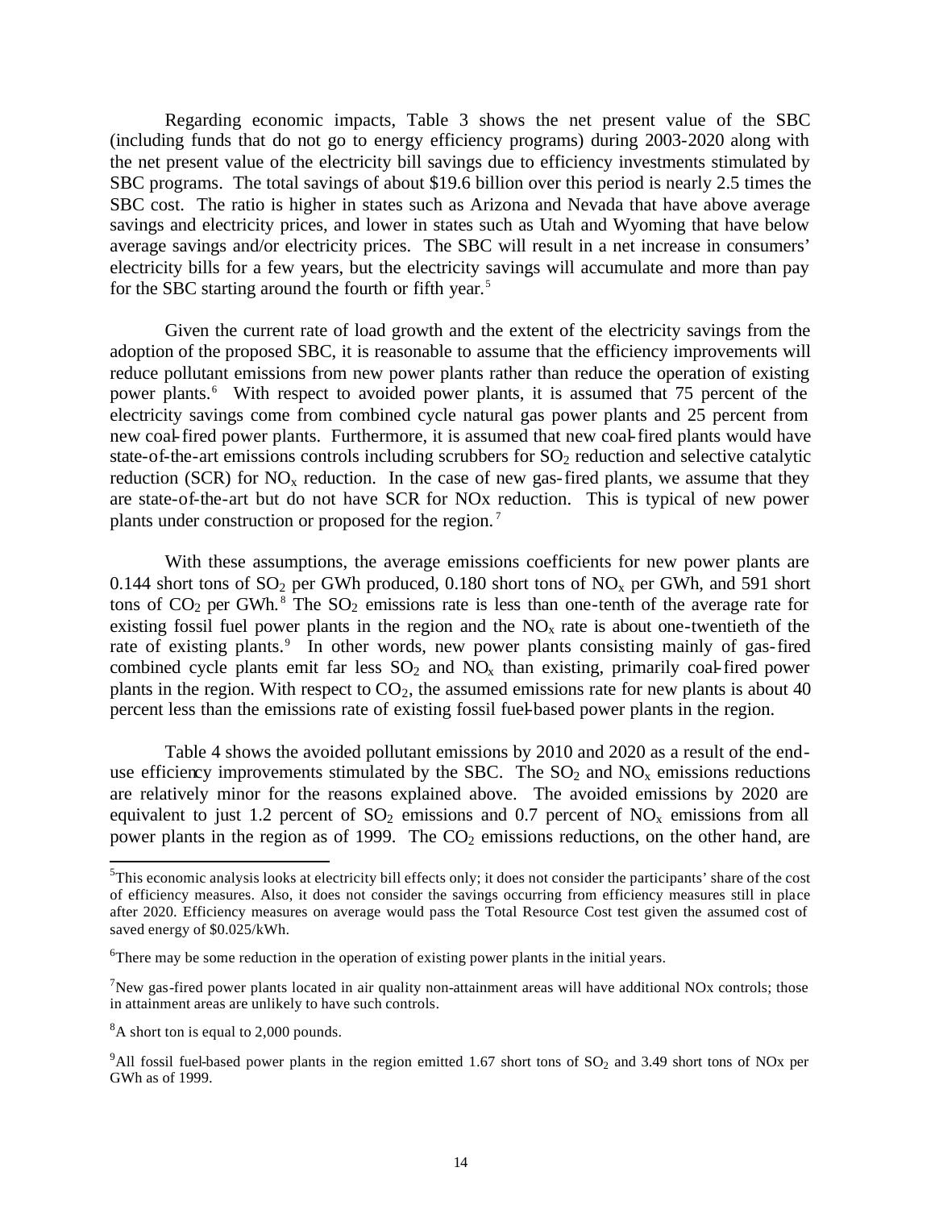Regarding economic impacts, Table 3 shows the net present value of the SBC (including funds that do not go to energy efficiency programs) during 2003-2020 along with the net present value of the electricity bill savings due to efficiency investments stimulated by SBC programs. The total savings of about $19.6 billion over this period is nearly 2.5 times the SBC cost. The ratio is higher in states such as Arizona and Nevada that have above average savings and electricity prices, and lower in states such as Utah and Wyoming that have below average savings and/or electricity prices. The SBC will result in a net increase in consumers' electricity bills for a few years, but the electricity savings will accumulate and more than pay for the SBC starting around the fourth or fifth year.[5]

Given the current rate of load growth and the extent of the electricity savings from the adoption of the proposed SBC, it is reasonable to assume that the efficiency improvements will reduce pollutant emissions from new power plants rather than reduce the operation of existing power plants.[6] With respect to avoided power plants, it is assumed that 75 percent of the electricity savings come from combined cycle natural gas power plants and 25 percent from new coal-fired power plants. Furthermore, it is assumed that new coal-fired plants would have state-of-the-art emissions controls including scrubbers for $SO_2$ reduction and selective catalytic reduction (SCR) for $NO_x$ reduction. In the case of new gas-fired plants, we assume that they are state-of-the-art but do not have SCR for NOx reduction. This is typical of new power plants under construction or proposed for the region.[7]

With these assumptions, the average emissions coefficients for new power plants are 0.144 short tons of $SO_2$ per GWh produced, 0.180 short tons of $NO_x$ per GWh, and 591 short tons of $CO_2$ per GWh.[8] The $SO_2$ emissions rate is less than one-tenth of the average rate for existing fossil fuel power plants in the region and the $NO_x$ rate is about one-twentieth of the rate of existing plants.[9] In other words, new power plants consisting mainly of gas-fired combined cycle plants emit far less $SO_2$ and $NO_x$ than existing, primarily coal-fired power plants in the region. With respect to $CO_2$, the assumed emissions rate for new plants is about 40 percent less than the emissions rate of existing fossil fuel-based power plants in the region.

Table 4 shows the avoided pollutant emissions by 2010 and 2020 as a result of the end-use efficiency improvements stimulated by the SBC. The $SO_2$ and $NO_x$ emissions reductions are relatively minor for the reasons explained above. The avoided emissions by 2020 are equivalent to just 1.2 percent of $SO_2$ emissions and 0.7 percent of $NO_x$ emissions from all power plants in the region as of 1999. The $CO_2$ emissions reductions, on the other hand, are

---

[5] This economic analysis looks at electricity bill effects only; it does not consider the participants' share of the cost of efficiency measures. Also, it does not consider the savings occurring from efficiency measures still in place after 2020. Efficiency measures on average would pass the Total Resource Cost test given the assumed cost of saved energy of $0.025/kWh.

[6] There may be some reduction in the operation of existing power plants in the initial years.

[7] New gas-fired power plants located in air quality non-attainment areas will have additional NOx controls; those in attainment areas are unlikely to have such controls.

[8] A short ton is equal to 2,000 pounds.

[9] All fossil fuel-based power plants in the region emitted 1.67 short tons of $SO_2$ and 3.49 short tons of NOx per GWh as of 1999.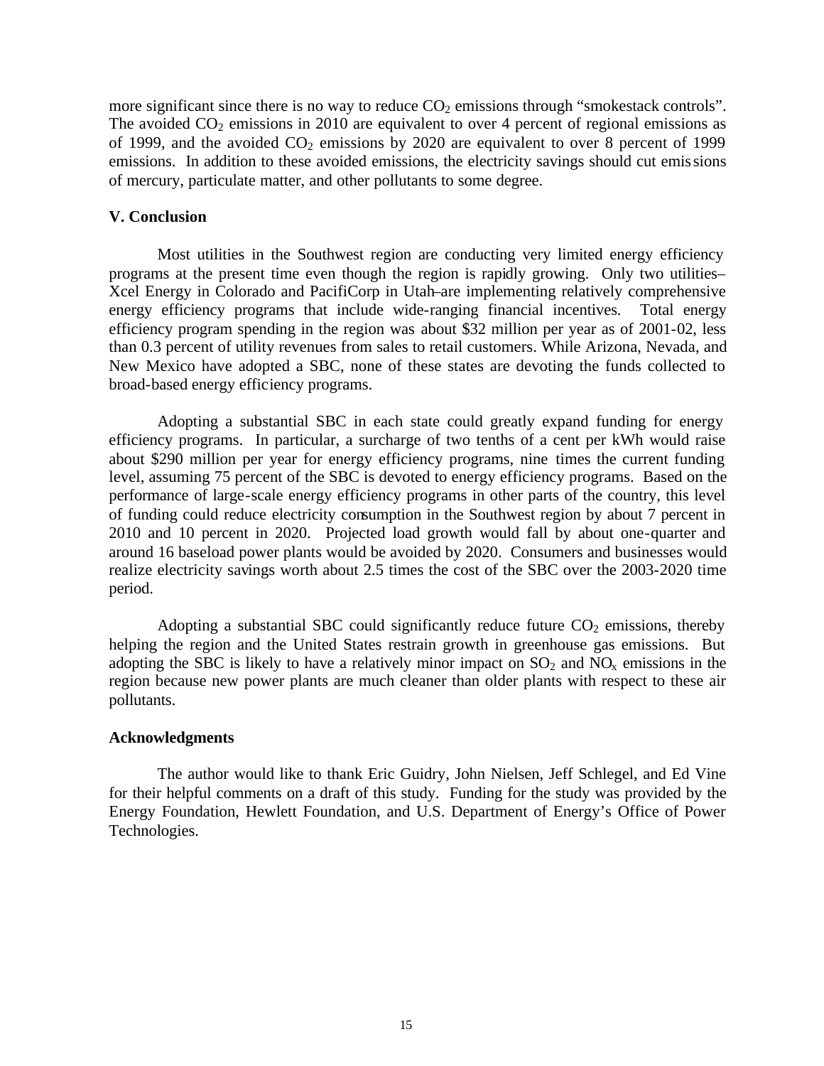more significant since there is no way to reduce $CO_2$ emissions through "smokestack controls". The avoided $CO_2$ emissions in 2010 are equivalent to over 4 percent of regional emissions as of 1999, and the avoided $CO_2$ emissions by 2020 are equivalent to over 8 percent of 1999 emissions. In addition to these avoided emissions, the electricity savings should cut emissions of mercury, particulate matter, and other pollutants to some degree.

## V. Conclusion

Most utilities in the Southwest region are conducting very limited energy efficiency programs at the present time even though the region is rapidly growing. Only two utilities–Xcel Energy in Colorado and PacifiCorp in Utah–are implementing relatively comprehensive energy efficiency programs that include wide-ranging financial incentives. Total energy efficiency program spending in the region was about $32 million per year as of 2001-02, less than 0.3 percent of utility revenues from sales to retail customers. While Arizona, Nevada, and New Mexico have adopted a SBC, none of these states are devoting the funds collected to broad-based energy efficiency programs.

Adopting a substantial SBC in each state could greatly expand funding for energy efficiency programs. In particular, a surcharge of two tenths of a cent per kWh would raise about $290 million per year for energy efficiency programs, nine times the current funding level, assuming 75 percent of the SBC is devoted to energy efficiency programs. Based on the performance of large-scale energy efficiency programs in other parts of the country, this level of funding could reduce electricity consumption in the Southwest region by about 7 percent in 2010 and 10 percent in 2020. Projected load growth would fall by about one-quarter and around 16 baseload power plants would be avoided by 2020. Consumers and businesses would realize electricity savings worth about 2.5 times the cost of the SBC over the 2003-2020 time period.

Adopting a substantial SBC could significantly reduce future $CO_2$ emissions, thereby helping the region and the United States restrain growth in greenhouse gas emissions. But adopting the SBC is likely to have a relatively minor impact on $SO_2$ and $NO_x$ emissions in the region because new power plants are much cleaner than older plants with respect to these air pollutants.

## Acknowledgments

The author would like to thank Eric Guidry, John Nielsen, Jeff Schlegel, and Ed Vine for their helpful comments on a draft of this study. Funding for the study was provided by the Energy Foundation, Hewlett Foundation, and U.S. Department of Energy's Office of Power Technologies.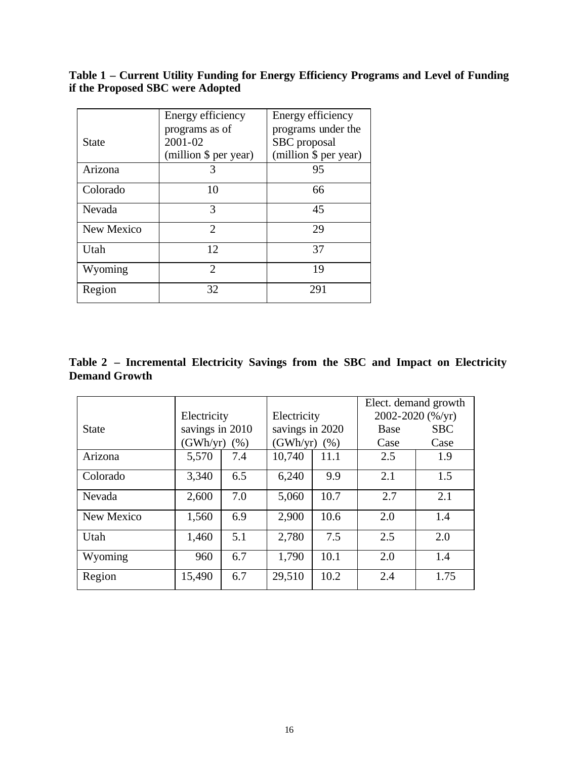**Table 1 – Current Utility Funding for Energy Efficiency Programs and Level of Funding if the Proposed SBC were Adopted**

| State | Energy efficiency programs as of 2001-02 (million $ per year) | Energy efficiency programs under the SBC proposal (million $ per year) |
|---|---|---|
| Arizona | 3 | 95 |
| Colorado | 10 | 66 |
| Nevada | 3 | 45 |
| New Mexico | 2 | 29 |
| Utah | 12 | 37 |
| Wyoming | 2 | 19 |
| Region | 32 | 291 |

**Table 2 – Incremental Electricity Savings from the SBC and Impact on Electricity Demand Growth**

| State | Electricity savings in 2010 | | Electricity savings in 2020 | | Elect. demand growth 2002-2020 (%/yr) | |
|---|---|---|---|---|---|---|
| | (GWh/yr) | (%) | (GWh/yr) | (%) | Base Case | SBC Case |
| Arizona | 5,570 | 7.4 | 10,740 | 11.1 | 2.5 | 1.9 |
| Colorado | 3,340 | 6.5 | 6,240 | 9.9 | 2.1 | 1.5 |
| Nevada | 2,600 | 7.0 | 5,060 | 10.7 | 2.7 | 2.1 |
| New Mexico | 1,560 | 6.9 | 2,900 | 10.6 | 2.0 | 1.4 |
| Utah | 1,460 | 5.1 | 2,780 | 7.5 | 2.5 | 2.0 |
| Wyoming | 960 | 6.7 | 1,790 | 10.1 | 2.0 | 1.4 |
| Region | 15,490 | 6.7 | 29,510 | 10.2 | 2.4 | 1.75 |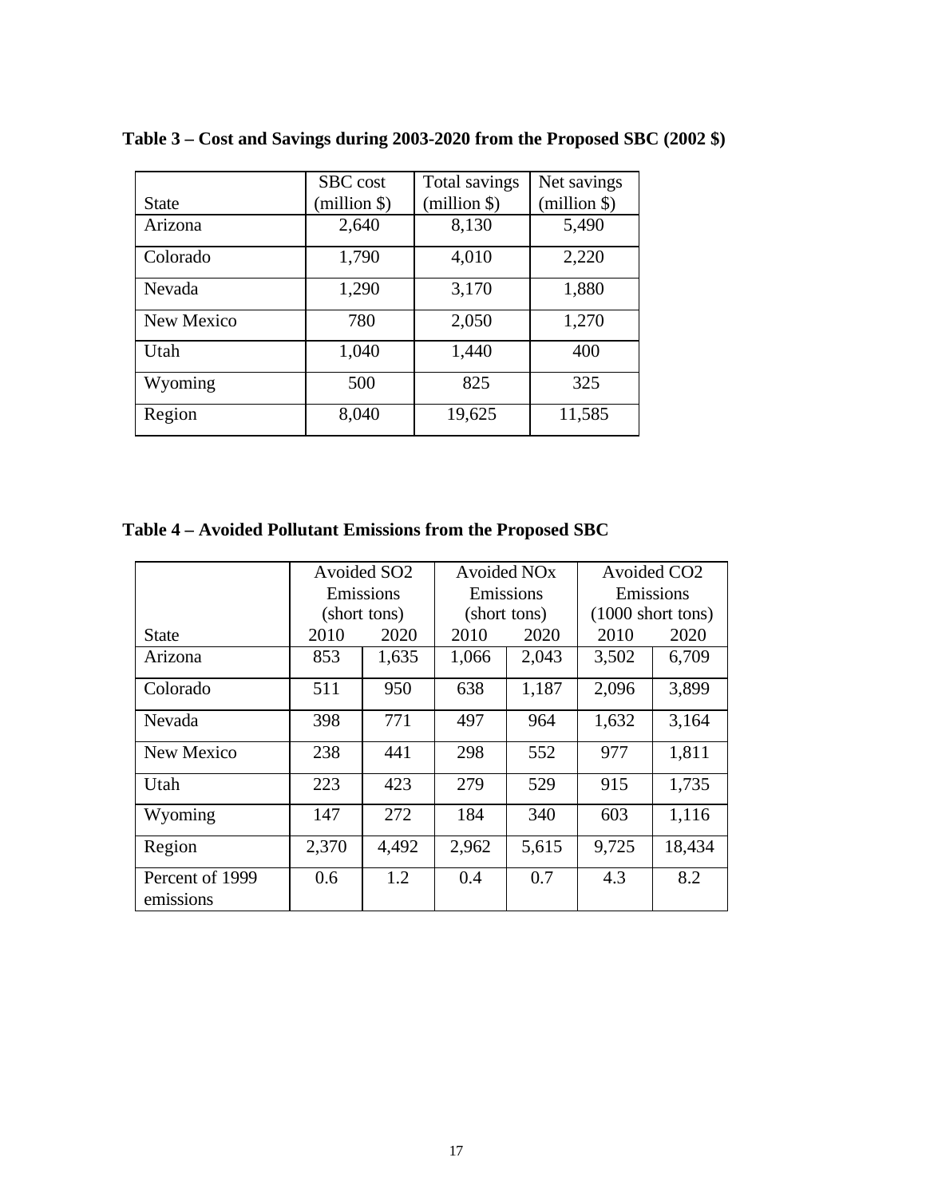**Table 3 – Cost and Savings during 2003-2020 from the Proposed SBC (2002 $)**

| State | SBC cost (million $) | Total savings (million $) | Net savings (million $) |
|---|---|---|---|
| Arizona | 2,640 | 8,130 | 5,490 |
| Colorado | 1,790 | 4,010 | 2,220 |
| Nevada | 1,290 | 3,170 | 1,880 |
| New Mexico | 780 | 2,050 | 1,270 |
| Utah | 1,040 | 1,440 | 400 |
| Wyoming | 500 | 825 | 325 |
| Region | 8,040 | 19,625 | 11,585 |

**Table 4 – Avoided Pollutant Emissions from the Proposed SBC**

| | Avoided $SO_2$ Emissions (short tons) | | Avoided $NO_x$ Emissions (short tons) | | Avoided $CO_2$ Emissions (1000 short tons) | |
|---|---|---|---|---|---|---|
| State | 2010 | 2020 | 2010 | 2020 | 2010 | 2020 |
| Arizona | 853 | 1,635 | 1,066 | 2,043 | 3,502 | 6,709 |
| Colorado | 511 | 950 | 638 | 1,187 | 2,096 | 3,899 |
| Nevada | 398 | 771 | 497 | 964 | 1,632 | 3,164 |
| New Mexico | 238 | 441 | 298 | 552 | 977 | 1,811 |
| Utah | 223 | 423 | 279 | 529 | 915 | 1,735 |
| Wyoming | 147 | 272 | 184 | 340 | 603 | 1,116 |
| Region | 2,370 | 4,492 | 2,962 | 5,615 | 9,725 | 18,434 |
| Percent of 1999 emissions | 0.6 | 1.2 | 0.4 | 0.7 | 4.3 | 8.2 |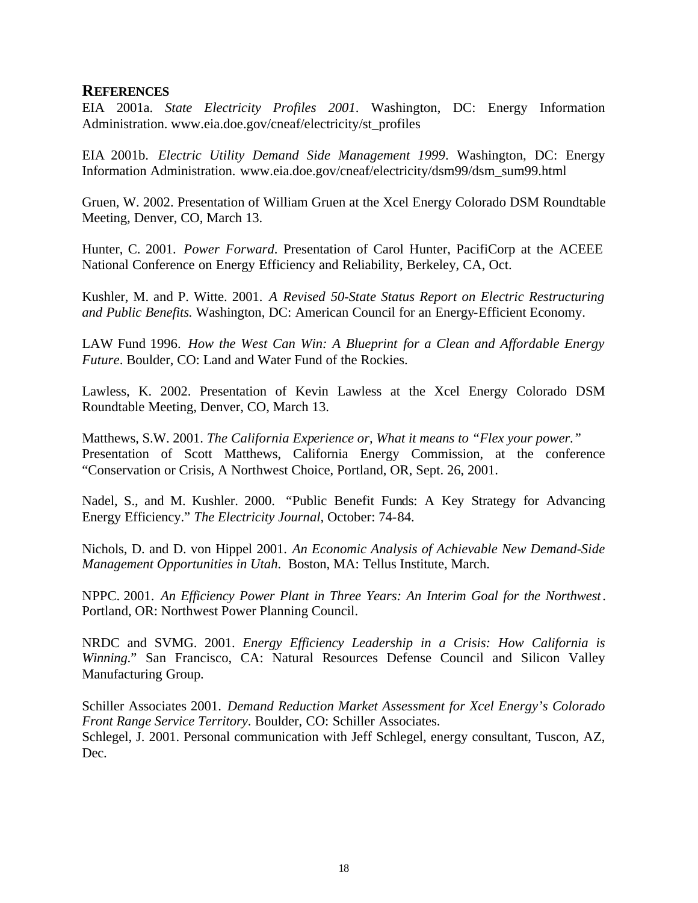## REFERENCES

EIA 2001a. *State Electricity Profiles 2001*. Washington, DC: Energy Information Administration. www.eia.doe.gov/cneaf/electricity/st_profiles

EIA 2001b. *Electric Utility Demand Side Management 1999*. Washington, DC: Energy Information Administration. www.eia.doe.gov/cneaf/electricity/dsm99/dsm_sum99.html

Gruen, W. 2002. Presentation of William Gruen at the Xcel Energy Colorado DSM Roundtable Meeting, Denver, CO, March 13.

Hunter, C. 2001. *Power Forward*. Presentation of Carol Hunter, PacifiCorp at the ACEEE National Conference on Energy Efficiency and Reliability, Berkeley, CA, Oct.

Kushler, M. and P. Witte. 2001. *A Revised 50-State Status Report on Electric Restructuring and Public Benefits.* Washington, DC: American Council for an Energy-Efficient Economy.

LAW Fund 1996. *How the West Can Win: A Blueprint for a Clean and Affordable Energy Future*. Boulder, CO: Land and Water Fund of the Rockies.

Lawless, K. 2002. Presentation of Kevin Lawless at the Xcel Energy Colorado DSM Roundtable Meeting, Denver, CO, March 13.

Matthews, S.W. 2001. *The California Experience or, What it means to "Flex your power."* Presentation of Scott Matthews, California Energy Commission, at the conference "Conservation or Crisis, A Northwest Choice, Portland, OR, Sept. 26, 2001.

Nadel, S., and M. Kushler. 2000. "Public Benefit Funds: A Key Strategy for Advancing Energy Efficiency." *The Electricity Journal*, October: 74-84.

Nichols, D. and D. von Hippel 2001. *An Economic Analysis of Achievable New Demand-Side Management Opportunities in Utah*. Boston, MA: Tellus Institute, March.

NPPC. 2001. *An Efficiency Power Plant in Three Years: An Interim Goal for the Northwest*. Portland, OR: Northwest Power Planning Council.

NRDC and SVMG. 2001. *Energy Efficiency Leadership in a Crisis: How California is Winning*." San Francisco, CA: Natural Resources Defense Council and Silicon Valley Manufacturing Group.

Schiller Associates 2001. *Demand Reduction Market Assessment for Xcel Energy's Colorado Front Range Service Territory*. Boulder, CO: Schiller Associates.

Schlegel, J. 2001. Personal communication with Jeff Schlegel, energy consultant, Tuscon, AZ, Dec.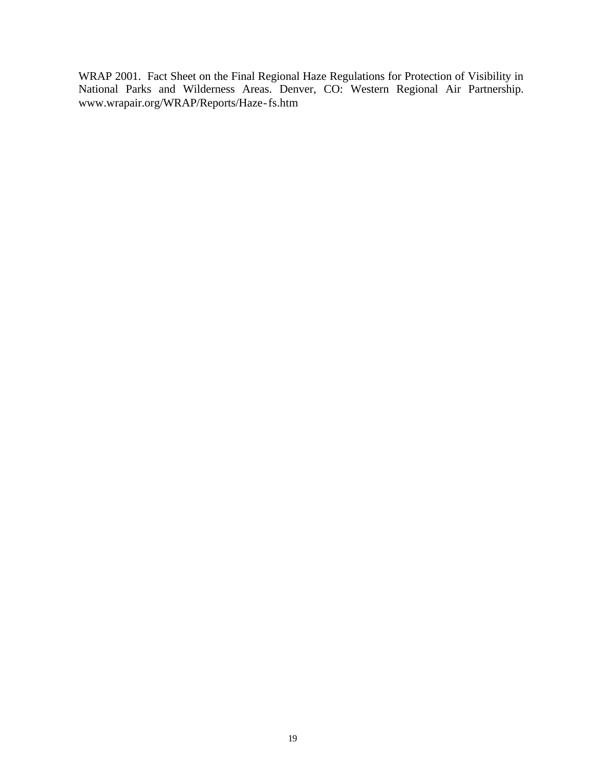WRAP 2001. Fact Sheet on the Final Regional Haze Regulations for Protection of Visibility in National Parks and Wilderness Areas. Denver, CO: Western Regional Air Partnership. www.wrapair.org/WRAP/Reports/Haze-fs.htm